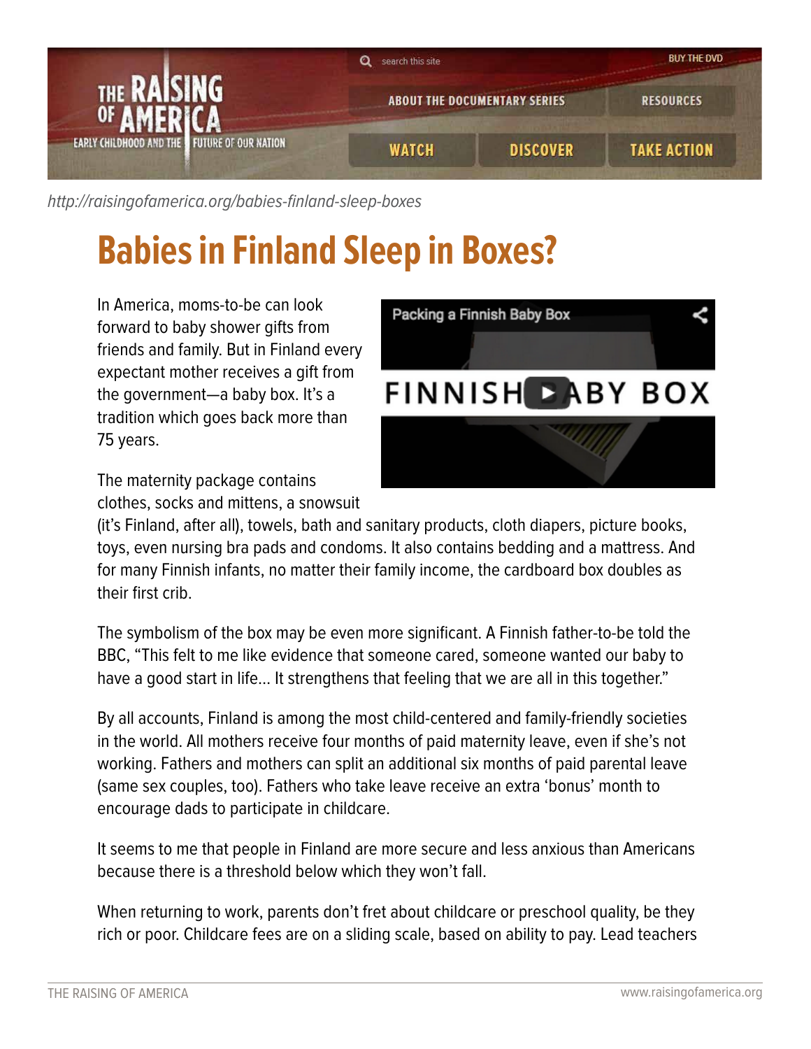http://raisingofamerica.org/babies-finland-sleep-boxes

# Babies in Finland Sleep in Boxes?

In America, moms-to-be can look forward to baby shower gifts from friends and family. But in Finland every expectant mother receives a gift from the government—a baby box. It's a tradition which goes back more than 75 years.

The maternity package contains clothes, socks and mittens, a snowsuit (it's Finland, after all), towels, bath and sanitary products, cloth diapers, picture books, toys, even nursing bra pads and condoms. It also contains bedding and a mattress. And for many Finnish infants, no matter their family income, the cardboard box doubles as their first crib.

The symbolism of the box may be even more significant. A Finnish father-to-be told the BBC, "This felt to me like evidence that someone cared, someone wanted our baby to have a good start in life... It strengthens that feeling that we are all in this together."

By all accounts, Finland is among the most child-centered and family-friendly societies in the world. All mothers receive four months of paid maternity leave, even if she's not working. Fathers and mothers can split an additional six months of paid parental leave (same sex couples, too). Fathers who take leave receive an extra 'bonus' month to encourage dads to participate in childcare.

It seems to me that people in Finland are more secure and less anxious than Americans because there is a threshold below which they won't fall.

When returning to work, parents don't fret about childcare or preschool quality, be they rich or poor. Childcare fees are on a sliding scale, based on ability to pay. Lead teachers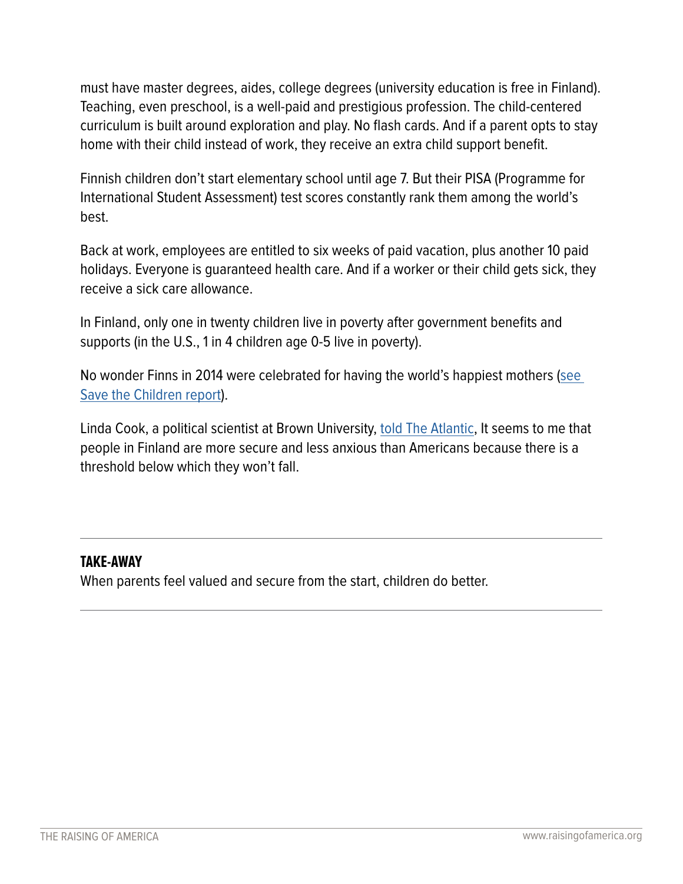must have master degrees, aides, college degrees (university education is free in Finland). Teaching, even preschool, is a well-paid and prestigious profession. The child-centered curriculum is built around exploration and play. No flash cards. And if a parent opts to stay home with their child instead of work, they receive an extra child support benefit.

Finnish children don't start elementary school until age 7. But their PISA (Programme for International Student Assessment) test scores constantly rank them among the world's best.

Back at work, employees are entitled to six weeks of paid vacation, plus another 10 paid holidays. Everyone is guaranteed health care. And if a worker or their child gets sick, they receive a sick care allowance.

In Finland, only one in twenty children live in poverty after government benefits and supports (in the U.S., 1 in 4 children age 0-5 live in poverty).

No wonder Finns in 2014 were celebrated for having the world's happiest mothers (see Save the Children report).

Linda Cook, a political scientist at Brown University, told The Atlantic, It seems to me that people in Finland are more secure and less anxious than Americans because there is a threshold below which they won't fall.

---

**TAKE-AWAY**

When parents feel valued and secure from the start, children do better.

---